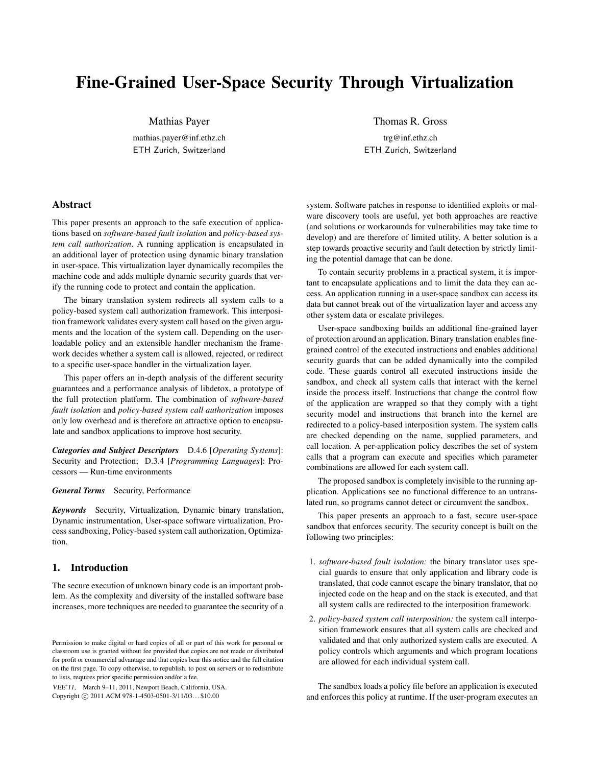# Fine-Grained User-Space Security Through Virtualization

Mathias Payer
mathias.payer@inf.ethz.ch
ETH Zurich, Switzerland

Thomas R. Gross
trg@inf.ethz.ch
ETH Zurich, Switzerland

## Abstract

This paper presents an approach to the safe execution of applications based on *software-based fault isolation* and *policy-based system call authorization*. A running application is encapsulated in an additional layer of protection using dynamic binary translation in user-space. This virtualization layer dynamically recompiles the machine code and adds multiple dynamic security guards that verify the running code to protect and contain the application.

The binary translation system redirects all system calls to a policy-based system call authorization framework. This interposition framework validates every system call based on the given arguments and the location of the system call. Depending on the user-loadable policy and an extensible handler mechanism the framework decides whether a system call is allowed, rejected, or redirect to a specific user-space handler in the virtualization layer.

This paper offers an in-depth analysis of the different security guarantees and a performance analysis of libdetox, a prototype of the full protection platform. The combination of *software-based fault isolation* and *policy-based system call authorization* imposes only low overhead and is therefore an attractive option to encapsulate and sandbox applications to improve host security.

***Categories and Subject Descriptors*** D.4.6 [*Operating Systems*]: Security and Protection; D.3.4 [*Programming Languages*]: Processors — Run-time environments

***General Terms*** Security, Performance

***Keywords*** Security, Virtualization, Dynamic binary translation, Dynamic instrumentation, User-space software virtualization, Process sandboxing, Policy-based system call authorization, Optimization.

## 1. Introduction

The secure execution of unknown binary code is an important problem. As the complexity and diversity of the installed software base increases, more techniques are needed to guarantee the security of a system. Software patches in response to identified exploits or malware discovery tools are useful, yet both approaches are reactive (and solutions or workarounds for vulnerabilities may take time to develop) and are therefore of limited utility. A better solution is a step towards proactive security and fault detection by strictly limiting the potential damage that can be done.

To contain security problems in a practical system, it is important to encapsulate applications and to limit the data they can access. An application running in a user-space sandbox can access its data but cannot break out of the virtualization layer and access any other system data or escalate privileges.

User-space sandboxing builds an additional fine-grained layer of protection around an application. Binary translation enables fine-grained control of the executed instructions and enables additional security guards that can be added dynamically into the compiled code. These guards control all executed instructions inside the sandbox, and check all system calls that interact with the kernel inside the process itself. Instructions that change the control flow of the application are wrapped so that they comply with a tight security model and instructions that branch into the kernel are redirected to a policy-based interposition system. The system calls are checked depending on the name, supplied parameters, and call location. A per-application policy describes the set of system calls that a program can execute and specifies which parameter combinations are allowed for each system call.

The proposed sandbox is completely invisible to the running application. Applications see no functional difference to an untranslated run, so programs cannot detect or circumvent the sandbox.

This paper presents an approach to a fast, secure user-space sandbox that enforces security. The security concept is built on the following two principles:

1. *software-based fault isolation:* the binary translator uses special guards to ensure that only application and library code is translated, that code cannot escape the binary translator, that no injected code on the heap and on the stack is executed, and that all system calls are redirected to the interposition framework.
2. *policy-based system call interposition:* the system call interposition framework ensures that all system calls are checked and validated and that only authorized system calls are executed. A policy controls which arguments and which program locations are allowed for each individual system call.

The sandbox loads a policy file before an application is executed and enforces this policy at runtime. If the user-program executes an

Permission to make digital or hard copies of all or part of this work for personal or classroom use is granted without fee provided that copies are not made or distributed for profit or commercial advantage and that copies bear this notice and the full citation on the first page. To copy otherwise, to republish, to post on servers or to redistribute to lists, requires prior specific permission and/or a fee.

*VEE'11,* March 9–11, 2011, Newport Beach, California, USA.
Copyright © 2011 ACM 978-1-4503-0501-3/11/03. . . $10.00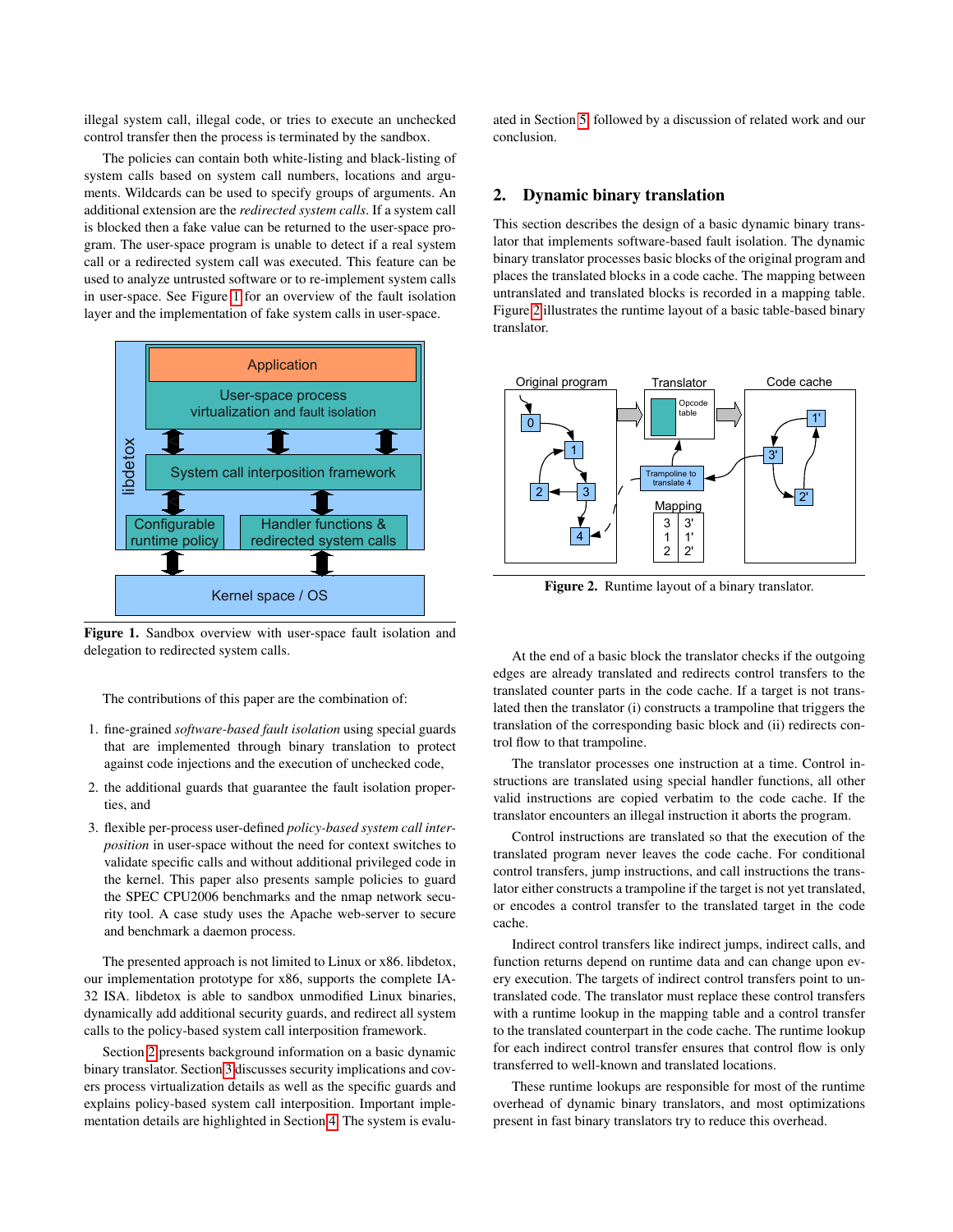illegal system call, illegal code, or tries to execute an unchecked control transfer then the process is terminated by the sandbox.

The policies can contain both white-listing and black-listing of system calls based on system call numbers, locations and arguments. Wildcards can be used to specify groups of arguments. An additional extension are the *redirected system calls*. If a system call is blocked then a fake value can be returned to the user-space program. The user-space program is unable to detect if a real system call or a redirected system call was executed. This feature can be used to analyze untrusted software or to re-implement system calls in user-space. See Figure 1 for an overview of the fault isolation layer and the implementation of fake system calls in user-space.

**Figure 1.** Sandbox overview with user-space fault isolation and delegation to redirected system calls.

The contributions of this paper are the combination of:

1. fine-grained *software-based fault isolation* using special guards that are implemented through binary translation to protect against code injections and the execution of unchecked code,
2. the additional guards that guarantee the fault isolation properties, and
3. flexible per-process user-defined *policy-based system call interposition* in user-space without the need for context switches to validate specific calls and without additional privileged code in the kernel. This paper also presents sample policies to guard the SPEC CPU2006 benchmarks and the nmap network security tool. A case study uses the Apache web-server to secure and benchmark a daemon process.

The presented approach is not limited to Linux or x86. libdetox, our implementation prototype for x86, supports the complete IA-32 ISA. libdetox is able to sandbox unmodified Linux binaries, dynamically add additional security guards, and redirect all system calls to the policy-based system call interposition framework.

Section 2 presents background information on a basic dynamic binary translator. Section 3 discusses security implications and covers process virtualization details as well as the specific guards and explains policy-based system call interposition. Important implementation details are highlighted in Section 4. The system is evaluated in Section 5, followed by a discussion of related work and our conclusion.

## 2. Dynamic binary translation

This section describes the design of a basic dynamic binary translator that implements software-based fault isolation. The dynamic binary translator processes basic blocks of the original program and places the translated blocks in a code cache. The mapping between untranslated and translated blocks is recorded in a mapping table. Figure 2 illustrates the runtime layout of a basic table-based binary translator.

**Figure 2.** Runtime layout of a binary translator.

At the end of a basic block the translator checks if the outgoing edges are already translated and redirects control transfers to the translated counter parts in the code cache. If a target is not translated then the translator (i) constructs a trampoline that triggers the translation of the corresponding basic block and (ii) redirects control flow to that trampoline.

The translator processes one instruction at a time. Control instructions are translated using special handler functions, all other valid instructions are copied verbatim to the code cache. If the translator encounters an illegal instruction it aborts the program.

Control instructions are translated so that the execution of the translated program never leaves the code cache. For conditional control transfers, jump instructions, and call instructions the translator either constructs a trampoline if the target is not yet translated, or encodes a control transfer to the translated target in the code cache.

Indirect control transfers like indirect jumps, indirect calls, and function returns depend on runtime data and can change upon every execution. The targets of indirect control transfers point to untranslated code. The translator must replace these control transfers with a runtime lookup in the mapping table and a control transfer to the translated counterpart in the code cache. The runtime lookup for each indirect control transfer ensures that control flow is only transferred to well-known and translated locations.

These runtime lookups are responsible for most of the runtime overhead of dynamic binary translators, and most optimizations present in fast binary translators try to reduce this overhead.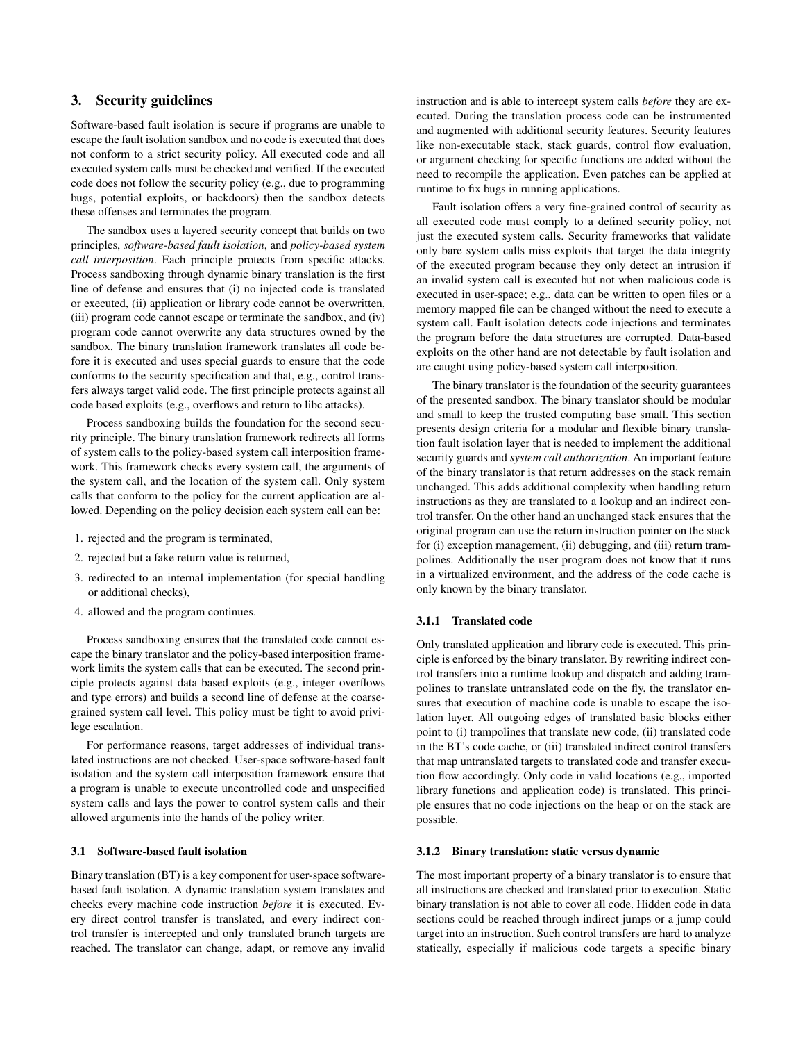## 3. Security guidelines

Software-based fault isolation is secure if programs are unable to escape the fault isolation sandbox and no code is executed that does not conform to a strict security policy. All executed code and all executed system calls must be checked and verified. If the executed code does not follow the security policy (e.g., due to programming bugs, potential exploits, or backdoors) then the sandbox detects these offenses and terminates the program.

The sandbox uses a layered security concept that builds on two principles, *software-based fault isolation*, and *policy-based system call interposition*. Each principle protects from specific attacks. Process sandboxing through dynamic binary translation is the first line of defense and ensures that (i) no injected code is translated or executed, (ii) application or library code cannot be overwritten, (iii) program code cannot escape or terminate the sandbox, and (iv) program code cannot overwrite any data structures owned by the sandbox. The binary translation framework translates all code before it is executed and uses special guards to ensure that the code conforms to the security specification and that, e.g., control transfers always target valid code. The first principle protects against all code based exploits (e.g., overflows and return to libc attacks).

Process sandboxing builds the foundation for the second security principle. The binary translation framework redirects all forms of system calls to the policy-based system call interposition framework. This framework checks every system call, the arguments of the system call, and the location of the system call. Only system calls that conform to the policy for the current application are allowed. Depending on the policy decision each system call can be:

1. rejected and the program is terminated,
2. rejected but a fake return value is returned,
3. redirected to an internal implementation (for special handling or additional checks),
4. allowed and the program continues.

Process sandboxing ensures that the translated code cannot escape the binary translator and the policy-based interposition framework limits the system calls that can be executed. The second principle protects against data based exploits (e.g., integer overflows and type errors) and builds a second line of defense at the coarse-grained system call level. This policy must be tight to avoid privilege escalation.

For performance reasons, target addresses of individual translated instructions are not checked. User-space software-based fault isolation and the system call interposition framework ensure that a program is unable to execute uncontrolled code and unspecified system calls and lays the power to control system calls and their allowed arguments into the hands of the policy writer.

### 3.1 Software-based fault isolation

Binary translation (BT) is a key component for user-space software-based fault isolation. A dynamic translation system translates and checks every machine code instruction *before* it is executed. Every direct control transfer is translated, and every indirect control transfer is intercepted and only translated branch targets are reached. The translator can change, adapt, or remove any invalid instruction and is able to intercept system calls *before* they are executed. During the translation process code can be instrumented and augmented with additional security features. Security features like non-executable stack, stack guards, control flow evaluation, or argument checking for specific functions are added without the need to recompile the application. Even patches can be applied at runtime to fix bugs in running applications.

Fault isolation offers a very fine-grained control of security as all executed code must comply to a defined security policy, not just the executed system calls. Security frameworks that validate only bare system calls miss exploits that target the data integrity of the executed program because they only detect an intrusion if an invalid system call is executed but not when malicious code is executed in user-space; e.g., data can be written to open files or a memory mapped file can be changed without the need to execute a system call. Fault isolation detects code injections and terminates the program before the data structures are corrupted. Data-based exploits on the other hand are not detectable by fault isolation and are caught using policy-based system call interposition.

The binary translator is the foundation of the security guarantees of the presented sandbox. The binary translator should be modular and small to keep the trusted computing base small. This section presents design criteria for a modular and flexible binary translation fault isolation layer that is needed to implement the additional security guards and *system call authorization*. An important feature of the binary translator is that return addresses on the stack remain unchanged. This adds additional complexity when handling return instructions as they are translated to a lookup and an indirect control transfer. On the other hand an unchanged stack ensures that the original program can use the return instruction pointer on the stack for (i) exception management, (ii) debugging, and (iii) return trampolines. Additionally the user program does not know that it runs in a virtualized environment, and the address of the code cache is only known by the binary translator.

#### 3.1.1 Translated code

Only translated application and library code is executed. This principle is enforced by the binary translator. By rewriting indirect control transfers into a runtime lookup and dispatch and adding trampolines to translate untranslated code on the fly, the translator ensures that execution of machine code is unable to escape the isolation layer. All outgoing edges of translated basic blocks either point to (i) trampolines that translate new code, (ii) translated code in the BT's code cache, or (iii) translated indirect control transfers that map untranslated targets to translated code and transfer execution flow accordingly. Only code in valid locations (e.g., imported library functions and application code) is translated. This principle ensures that no code injections on the heap or on the stack are possible.

#### 3.1.2 Binary translation: static versus dynamic

The most important property of a binary translator is to ensure that all instructions are checked and translated prior to execution. Static binary translation is not able to cover all code. Hidden code in data sections could be reached through indirect jumps or a jump could target into an instruction. Such control transfers are hard to analyze statically, especially if malicious code targets a specific binary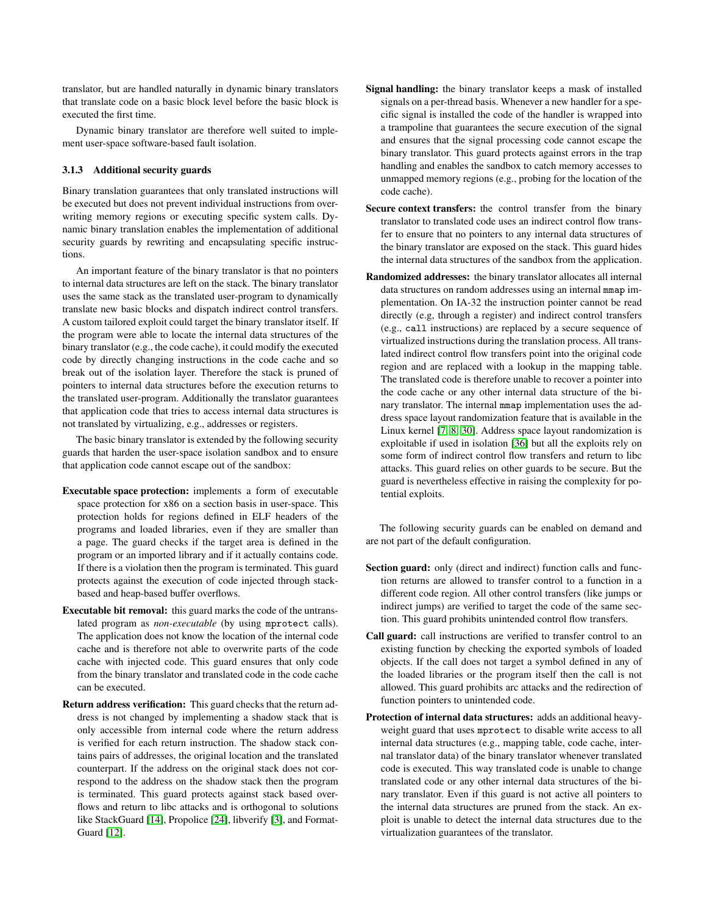translator, but are handled naturally in dynamic binary translators that translate code on a basic block level before the basic block is executed the first time.

Dynamic binary translator are therefore well suited to implement user-space software-based fault isolation.

### 3.1.3 Additional security guards

Binary translation guarantees that only translated instructions will be executed but does not prevent individual instructions from overwriting memory regions or executing specific system calls. Dynamic binary translation enables the implementation of additional security guards by rewriting and encapsulating specific instructions.

An important feature of the binary translator is that no pointers to internal data structures are left on the stack. The binary translator uses the same stack as the translated user-program to dynamically translate new basic blocks and dispatch indirect control transfers. A custom tailored exploit could target the binary translator itself. If the program were able to locate the internal data structures of the binary translator (e.g., the code cache), it could modify the executed code by directly changing instructions in the code cache and so break out of the isolation layer. Therefore the stack is pruned of pointers to internal data structures before the execution returns to the translated user-program. Additionally the translator guarantees that application code that tries to access internal data structures is not translated by virtualizing, e.g., addresses or registers.

The basic binary translator is extended by the following security guards that harden the user-space isolation sandbox and to ensure that application code cannot escape out of the sandbox:

**Executable space protection:** implements a form of executable space protection for x86 on a section basis in user-space. This protection holds for regions defined in ELF headers of the programs and loaded libraries, even if they are smaller than a page. The guard checks if the target area is defined in the program or an imported library and if it actually contains code. If there is a violation then the program is terminated. This guard protects against the execution of code injected through stack-based and heap-based buffer overflows.

**Executable bit removal:** this guard marks the code of the untranslated program as *non-executable* (by using `mprotect` calls). The application does not know the location of the internal code cache and is therefore not able to overwrite parts of the code cache with injected code. This guard ensures that only code from the binary translator and translated code in the code cache can be executed.

**Return address verification:** This guard checks that the return address is not changed by implementing a shadow stack that is only accessible from internal code where the return address is verified for each return instruction. The shadow stack contains pairs of addresses, the original location and the translated counterpart. If the address on the original stack does not correspond to the address on the shadow stack then the program is terminated. This guard protects against stack based overflows and return to libc attacks and is orthogonal to solutions like StackGuard [14], Propolice [24], libverify [3], and FormatGuard [12].

**Signal handling:** the binary translator keeps a mask of installed signals on a per-thread basis. Whenever a new handler for a specific signal is installed the code of the handler is wrapped into a trampoline that guarantees the secure execution of the signal and ensures that the signal processing code cannot escape the binary translator. This guard protects against errors in the trap handling and enables the sandbox to catch memory accesses to unmapped memory regions (e.g., probing for the location of the code cache).

**Secure context transfers:** the control transfer from the binary translator to translated code uses an indirect control flow transfer to ensure that no pointers to any internal data structures of the binary translator are exposed on the stack. This guard hides the internal data structures of the sandbox from the application.

**Randomized addresses:** the binary translator allocates all internal data structures on random addresses using an internal `mmap` implementation. On IA-32 the instruction pointer cannot be read directly (e.g, through a register) and indirect control transfers (e.g., `call` instructions) are replaced by a secure sequence of virtualized instructions during the translation process. All translated indirect control flow transfers point into the original code region and are replaced with a lookup in the mapping table. The translated code is therefore unable to recover a pointer into the code cache or any other internal data structure of the binary translator. The internal `mmap` implementation uses the address space layout randomization feature that is available in the Linux kernel [7, 8, 30]. Address space layout randomization is exploitable if used in isolation [36] but all the exploits rely on some form of indirect control flow transfers and return to libc attacks. This guard relies on other guards to be secure. But the guard is nevertheless effective in raising the complexity for potential exploits.

The following security guards can be enabled on demand and are not part of the default configuration.

**Section guard:** only (direct and indirect) function calls and function returns are allowed to transfer control to a function in a different code region. All other control transfers (like jumps or indirect jumps) are verified to target the code of the same section. This guard prohibits unintended control flow transfers.

**Call guard:** call instructions are verified to transfer control to an existing function by checking the exported symbols of loaded objects. If the call does not target a symbol defined in any of the loaded libraries or the program itself then the call is not allowed. This guard prohibits arc attacks and the redirection of function pointers to unintended code.

**Protection of internal data structures:** adds an additional heavyweight guard that uses `mprotect` to disable write access to all internal data structures (e.g., mapping table, code cache, internal translator data) of the binary translator whenever translated code is executed. This way translated code is unable to change translated code or any other internal data structures of the binary translator. Even if this guard is not active all pointers to the internal data structures are pruned from the stack. An exploit is unable to detect the internal data structures due to the virtualization guarantees of the translator.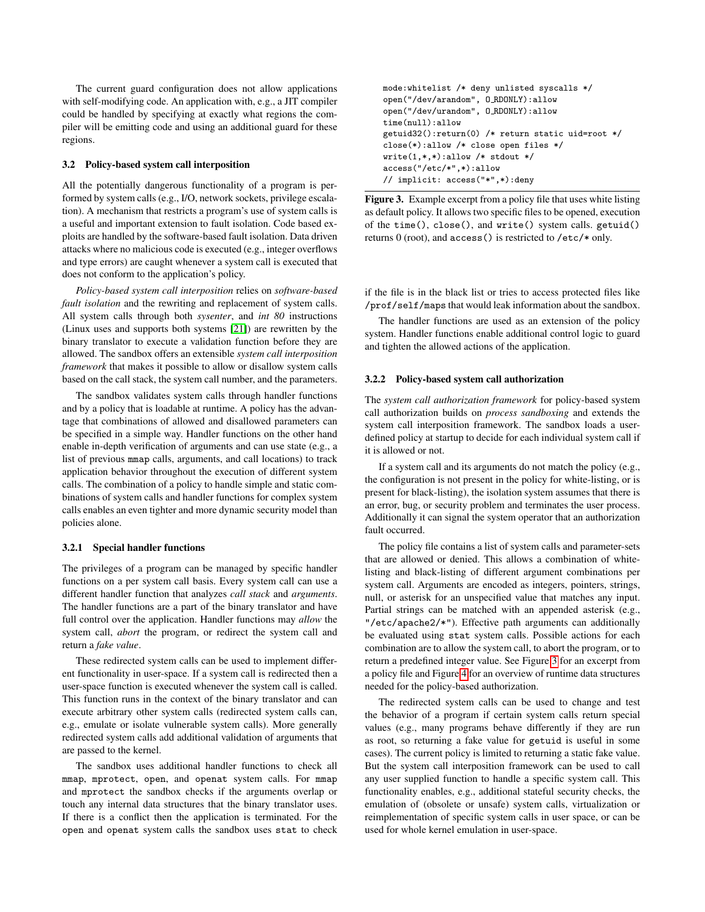The current guard configuration does not allow applications with self-modifying code. An application with, e.g., a JIT compiler could be handled by specifying at exactly what regions the compiler will be emitting code and using an additional guard for these regions.

### 3.2 Policy-based system call interposition

All the potentially dangerous functionality of a program is performed by system calls (e.g., I/O, network sockets, privilege escalation). A mechanism that restricts a program's use of system calls is a useful and important extension to fault isolation. Code based exploits are handled by the software-based fault isolation. Data driven attacks where no malicious code is executed (e.g., integer overflows and type errors) are caught whenever a system call is executed that does not conform to the application's policy.

*Policy-based system call interposition* relies on *software-based fault isolation* and the rewriting and replacement of system calls. All system calls through both *sysenter*, and *int 80* instructions (Linux uses and supports both systems [21]) are rewritten by the binary translator to execute a validation function before they are allowed. The sandbox offers an extensible *system call interposition framework* that makes it possible to allow or disallow system calls based on the call stack, the system call number, and the parameters.

The sandbox validates system calls through handler functions and by a policy that is loadable at runtime. A policy has the advantage that combinations of allowed and disallowed parameters can be specified in a simple way. Handler functions on the other hand enable in-depth verification of arguments and can use state (e.g., a list of previous `mmap` calls, arguments, and call locations) to track application behavior throughout the execution of different system calls. The combination of a policy to handle simple and static combinations of system calls and handler functions for complex system calls enables an even tighter and more dynamic security model than policies alone.

#### 3.2.1 Special handler functions

The privileges of a program can be managed by specific handler functions on a per system call basis. Every system call can use a different handler function that analyzes *call stack* and *arguments*. The handler functions are a part of the binary translator and have full control over the application. Handler functions may *allow* the system call, *abort* the program, or redirect the system call and return a *fake value*.

These redirected system calls can be used to implement different functionality in user-space. If a system call is redirected then a user-space function is executed whenever the system call is called. This function runs in the context of the binary translator and can execute arbitrary other system calls (redirected system calls can, e.g., emulate or isolate vulnerable system calls). More generally redirected system calls add additional validation of arguments that are passed to the kernel.

The sandbox uses additional handler functions to check all `mmap`, `mprotect`, `open`, and `openat` system calls. For `mmap` and `mprotect` the sandbox checks if the arguments overlap or touch any internal data structures that the binary translator uses. If there is a conflict then the application is terminated. For the `open` and `openat` system calls the sandbox uses `stat` to check if the file is in the black list or tries to access protected files like `/prof/self/maps` that would leak information about the sandbox.

The handler functions are used as an extension of the policy system. Handler functions enable additional control logic to guard and tighten the allowed actions of the application.

```
mode:whitelist /* deny unlisted syscalls */
open("/dev/arandom", O_RDONLY):allow
open("/dev/urandom", O_RDONLY):allow
time(null):allow
getuid32():return(0) /* return static uid=root */
close(*):allow /* close open files */
write(1,*,*):allow /* stdout */
access("/etc/*",*):allow
// implicit: access("*",*):deny
```

**Figure 3.** Example excerpt from a policy file that uses white listing as default policy. It allows two specific files to be opened, execution of the `time()`, `close()`, and `write()` system calls. `getuid()` returns 0 (root), and `access()` is restricted to `/etc/*` only.

#### 3.2.2 Policy-based system call authorization

The *system call authorization framework* for policy-based system call authorization builds on *process sandboxing* and extends the system call interposition framework. The sandbox loads a user-defined policy at startup to decide for each individual system call if it is allowed or not.

If a system call and its arguments do not match the policy (e.g., the configuration is not present in the policy for white-listing, or is present for black-listing), the isolation system assumes that there is an error, bug, or security problem and terminates the user process. Additionally it can signal the system operator that an authorization fault occurred.

The policy file contains a list of system calls and parameter-sets that are allowed or denied. This allows a combination of white-listing and black-listing of different argument combinations per system call. Arguments are encoded as integers, pointers, strings, null, or asterisk for an unspecified value that matches any input. Partial strings can be matched with an appended asterisk (e.g., `"/etc/apache2/*"`). Effective path arguments can additionally be evaluated using `stat` system calls. Possible actions for each combination are to allow the system call, to abort the program, or to return a predefined integer value. See Figure 3 for an excerpt from a policy file and Figure 4 for an overview of runtime data structures needed for the policy-based authorization.

The redirected system calls can be used to change and test the behavior of a program if certain system calls return special values (e.g., many programs behave differently if they are run as root, so returning a fake value for `getuid` is useful in some cases). The current policy is limited to returning a static fake value. But the system call interposition framework can be used to call any user supplied function to handle a specific system call. This functionality enables, e.g., additional stateful security checks, the emulation of (obsolete or unsafe) system calls, virtualization or reimplementation of specific system calls in user space, or can be used for whole kernel emulation in user-space.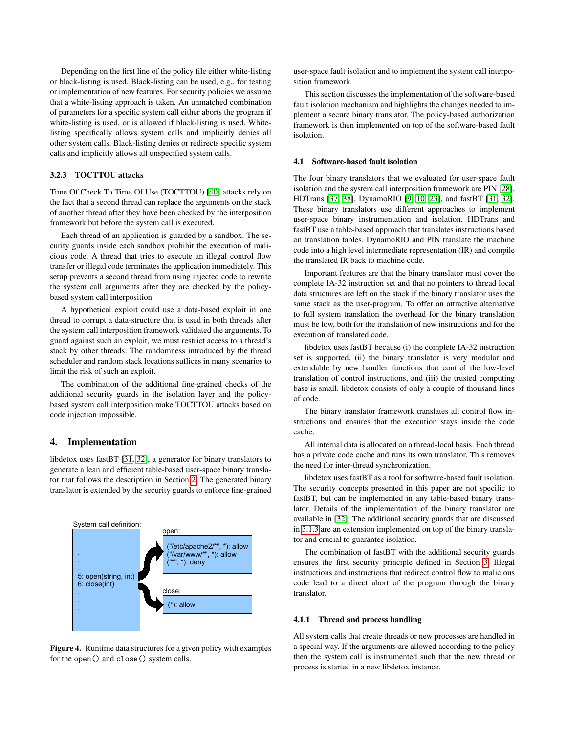Depending on the first line of the policy file either white-listing or black-listing is used. Black-listing can be used, e.g., for testing or implementation of new features. For security policies we assume that a white-listing approach is taken. An unmatched combination of parameters for a specific system call either aborts the program if white-listing is used, or is allowed if black-listing is used. White-listing specifically allows system calls and implicitly denies all other system calls. Black-listing denies or redirects specific system calls and implicitly allows all unspecified system calls.

### 3.2.3 TOCTTOU attacks

Time Of Check To Time Of Use (TOCTTOU) [40] attacks rely on the fact that a second thread can replace the arguments on the stack of another thread after they have been checked by the interposition framework but before the system call is executed.

Each thread of an application is guarded by a sandbox. The security guards inside each sandbox prohibit the execution of malicious code. A thread that tries to execute an illegal control flow transfer or illegal code terminates the application immediately. This setup prevents a second thread from using injected code to rewrite the system call arguments after they are checked by the policy-based system call interposition.

A hypothetical exploit could use a data-based exploit in one thread to corrupt a data-structure that is used in both threads after the system call interposition framework validated the arguments. To guard against such an exploit, we must restrict access to a thread's stack by other threads. The randomness introduced by the thread scheduler and random stack locations suffices in many scenarios to limit the risk of such an exploit.

The combination of the additional fine-grained checks of the additional security guards in the isolation layer and the policy-based system call interposition make TOCTTOU attacks based on code injection impossible.

## 4. Implementation

libdetox uses fastBT [31, 32], a generator for binary translators to generate a lean and efficient table-based user-space binary translator that follows the description in Section 2. The generated binary translator is extended by the security guards to enforce fine-grained user-space fault isolation and to implement the system call interposition framework.

System call definition:

```
.
.
.
5: open(string, int)
6: close(int)
.
.
.
```

open:

```
("/etc/apache2/*", *): allow
("/var/www/*", *): allow
("*", *): deny
```

close:

```
(*): allow
```

**Figure 4.** Runtime data structures for a given policy with examples for the `open()` and `close()` system calls.

This section discusses the implementation of the software-based fault isolation mechanism and highlights the changes needed to implement a secure binary translator. The policy-based authorization framework is then implemented on top of the software-based fault isolation.

### 4.1 Software-based fault isolation

The four binary translators that we evaluated for user-space fault isolation and the system call interposition framework are PIN [28], HDTrans [37, 38], DynamoRIO [9, 10, 23], and fastBT [31, 32]. These binary translators use different approaches to implement user-space binary instrumentation and isolation. HDTrans and fastBT use a table-based approach that translates instructions based on translation tables. DynamoRIO and PIN translate the machine code into a high level intermediate representation (IR) and compile the translated IR back to machine code.

Important features are that the binary translator must cover the complete IA-32 instruction set and that no pointers to thread local data structures are left on the stack if the binary translator uses the same stack as the user-program. To offer an attractive alternative to full system translation the overhead for the binary translation must be low, both for the translation of new instructions and for the execution of translated code.

libdetox uses fastBT because (i) the complete IA-32 instruction set is supported, (ii) the binary translator is very modular and extendable by new handler functions that control the low-level translation of control instructions, and (iii) the trusted computing base is small. libdetox consists of only a couple of thousand lines of code.

The binary translator framework translates all control flow instructions and ensures that the execution stays inside the code cache.

All internal data is allocated on a thread-local basis. Each thread has a private code cache and runs its own translator. This removes the need for inter-thread synchronization.

libdetox uses fastBT as a tool for software-based fault isolation. The security concepts presented in this paper are not specific to fastBT, but can be implemented in any table-based binary translator. Details of the implementation of the binary translator are available in [32]. The additional security guards that are discussed in 3.1.3 are an extension implemented on top of the binary translator and crucial to guarantee isolation.

The combination of fastBT with the additional security guards ensures the first security principle defined in Section 3. Illegal instructions and instructions that redirect control flow to malicious code lead to a direct abort of the program through the binary translator.

#### 4.1.1 Thread and process handling

All system calls that create threads or new processes are handled in a special way. If the arguments are allowed according to the policy then the system call is instrumented such that the new thread or process is started in a new libdetox instance.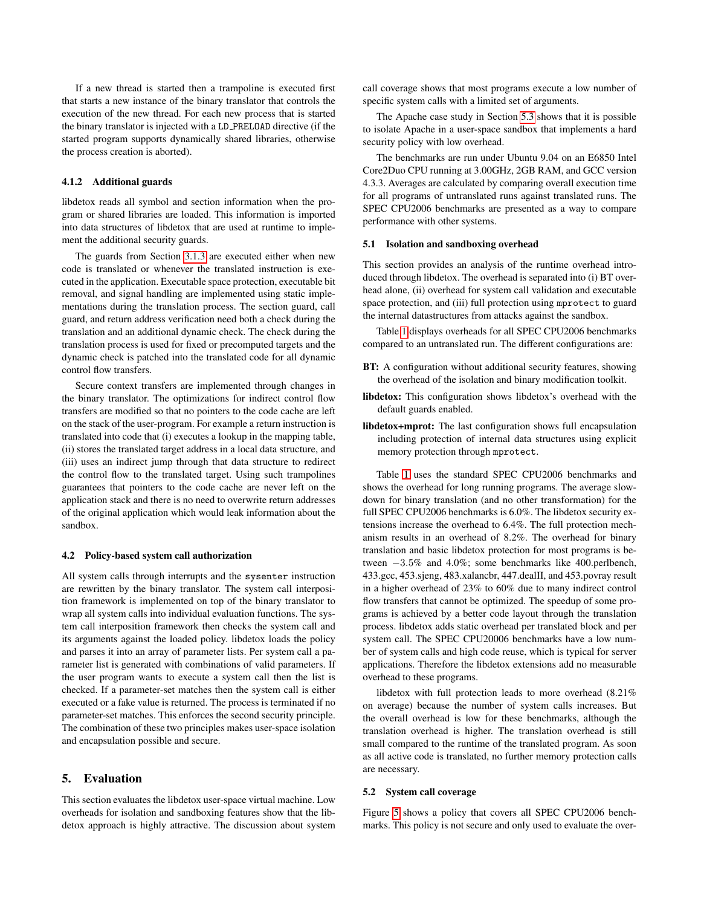If a new thread is started then a trampoline is executed first that starts a new instance of the binary translator that controls the execution of the new thread. For each new process that is started the binary translator is injected with a LD_PRELOAD directive (if the started program supports dynamically shared libraries, otherwise the process creation is aborted).

#### 4.1.2 Additional guards

libdetox reads all symbol and section information when the program or shared libraries are loaded. This information is imported into data structures of libdetox that are used at runtime to implement the additional security guards.

The guards from Section 3.1.3 are executed either when new code is translated or whenever the translated instruction is executed in the application. Executable space protection, executable bit removal, and signal handling are implemented using static implementations during the translation process. The section guard, call guard, and return address verification need both a check during the translation and an additional dynamic check. The check during the translation process is used for fixed or precomputed targets and the dynamic check is patched into the translated code for all dynamic control flow transfers.

Secure context transfers are implemented through changes in the binary translator. The optimizations for indirect control flow transfers are modified so that no pointers to the code cache are left on the stack of the user-program. For example a return instruction is translated into code that (i) executes a lookup in the mapping table, (ii) stores the translated target address in a local data structure, and (iii) uses an indirect jump through that data structure to redirect the control flow to the translated target. Using such trampolines guarantees that pointers to the code cache are never left on the application stack and there is no need to overwrite return addresses of the original application which would leak information about the sandbox.

### 4.2 Policy-based system call authorization

All system calls through interrupts and the `sysenter` instruction are rewritten by the binary translator. The system call interposition framework is implemented on top of the binary translator to wrap all system calls into individual evaluation functions. The system call interposition framework then checks the system call and its arguments against the loaded policy. libdetox loads the policy and parses it into an array of parameter lists. Per system call a parameter list is generated with combinations of valid parameters. If the user program wants to execute a system call then the list is checked. If a parameter-set matches then the system call is either executed or a fake value is returned. The process is terminated if no parameter-set matches. This enforces the second security principle. The combination of these two principles makes user-space isolation and encapsulation possible and secure.

## 5. Evaluation

This section evaluates the libdetox user-space virtual machine. Low overheads for isolation and sandboxing features show that the libdetox approach is highly attractive. The discussion about system call coverage shows that most programs execute a low number of specific system calls with a limited set of arguments.

The Apache case study in Section 5.3 shows that it is possible to isolate Apache in a user-space sandbox that implements a hard security policy with low overhead.

The benchmarks are run under Ubuntu 9.04 on an E6850 Intel Core2Duo CPU running at 3.00GHz, 2GB RAM, and GCC version 4.3.3. Averages are calculated by comparing overall execution time for all programs of untranslated runs against translated runs. The SPEC CPU2006 benchmarks are presented as a way to compare performance with other systems.

### 5.1 Isolation and sandboxing overhead

This section provides an analysis of the runtime overhead introduced through libdetox. The overhead is separated into (i) BT overhead alone, (ii) overhead for system call validation and executable space protection, and (iii) full protection using `mprotect` to guard the internal datastructures from attacks against the sandbox.

Table 1 displays overheads for all SPEC CPU2006 benchmarks compared to an untranslated run. The different configurations are:

- **BT:** A configuration without additional security features, showing the overhead of the isolation and binary modification toolkit.
- **libdetox:** This configuration shows libdetox's overhead with the default guards enabled.
- **libdetox+mprot:** The last configuration shows full encapsulation including protection of internal data structures using explicit memory protection through `mprotect`.

Table 1 uses the standard SPEC CPU2006 benchmarks and shows the overhead for long running programs. The average slowdown for binary translation (and no other transformation) for the full SPEC CPU2006 benchmarks is 6.0%. The libdetox security extensions increase the overhead to 6.4%. The full protection mechanism results in an overhead of 8.2%. The overhead for binary translation and basic libdetox protection for most programs is between $-3.5\%$ and 4.0%; some benchmarks like 400.perlbench, 433.gcc, 453.sjeng, 483.xalancbr, 447.dealII, and 453.povray result in a higher overhead of 23% to 60% due to many indirect control flow transfers that cannot be optimized. The speedup of some programs is achieved by a better code layout through the translation process. libdetox adds static overhead per translated block and per system call. The SPEC CPU20006 benchmarks have a low number of system calls and high code reuse, which is typical for server applications. Therefore the libdetox extensions add no measurable overhead to these programs.

libdetox with full protection leads to more overhead (8.21% on average) because the number of system calls increases. But the overall overhead is low for these benchmarks, although the translation overhead is higher. The translation overhead is still small compared to the runtime of the translated program. As soon as all active code is translated, no further memory protection calls are necessary.

### 5.2 System call coverage

Figure 5 shows a policy that covers all SPEC CPU2006 benchmarks. This policy is not secure and only used to evaluate the over-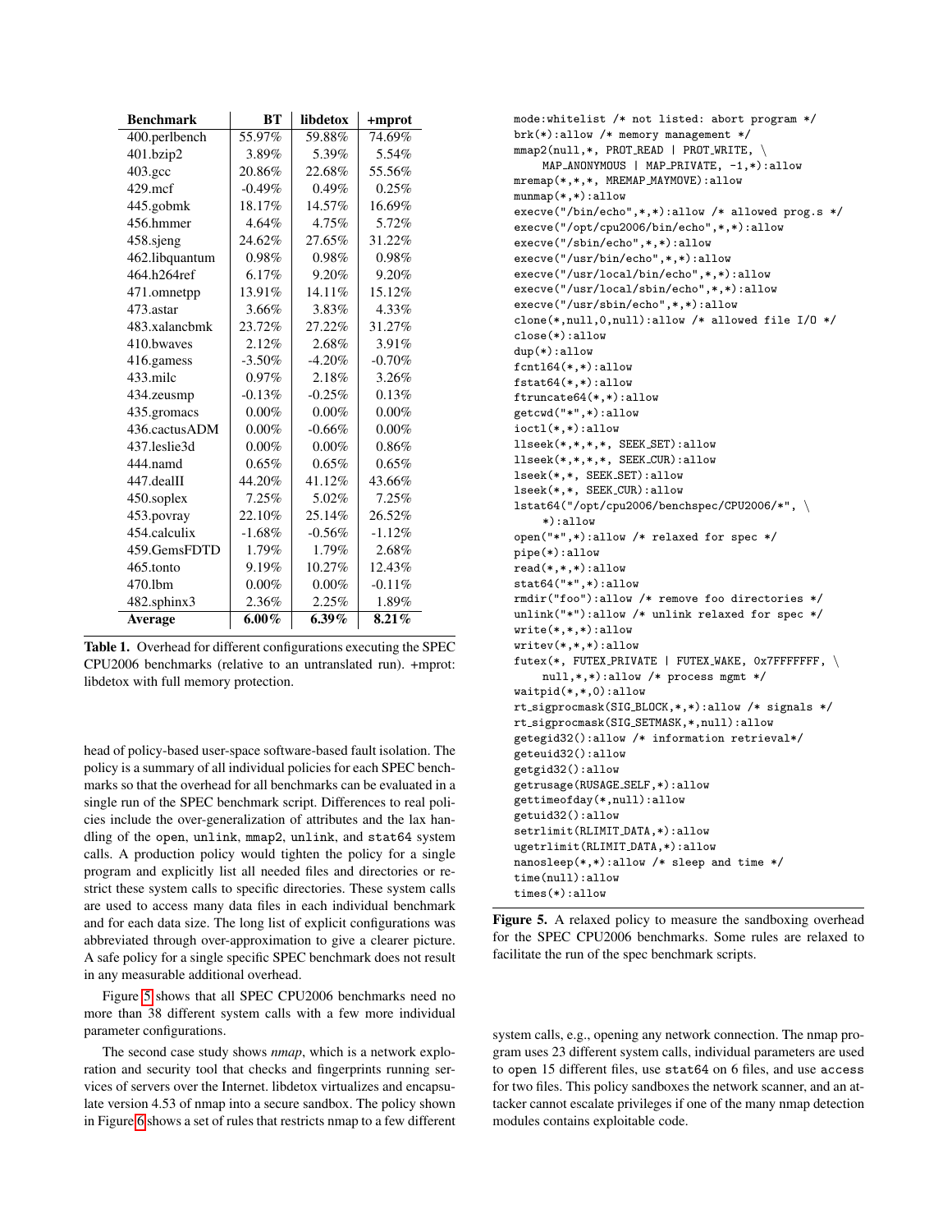| Benchmark | BT | libdetox | +mprot |
|---|---|---|---|
| 400.perlbench | 55.97% | 59.88% | 74.69% |
| 401.bzip2 | 3.89% | 5.39% | 5.54% |
| 403.gcc | 20.86% | 22.68% | 55.56% |
| 429.mcf | -0.49% | 0.49% | 0.25% |
| 445.gobmk | 18.17% | 14.57% | 16.69% |
| 456.hmmer | 4.64% | 4.75% | 5.72% |
| 458.sjeng | 24.62% | 27.65% | 31.22% |
| 462.libquantum | 0.98% | 0.98% | 0.98% |
| 464.h264ref | 6.17% | 9.20% | 9.20% |
| 471.omnetpp | 13.91% | 14.11% | 15.12% |
| 473.astar | 3.66% | 3.83% | 4.33% |
| 483.xalancbmk | 23.72% | 27.22% | 31.27% |
| 410.bwaves | 2.12% | 2.68% | 3.91% |
| 416.gamess | -3.50% | -4.20% | -0.70% |
| 433.milc | 0.97% | 2.18% | 3.26% |
| 434.zeusmp | -0.13% | -0.25% | 0.13% |
| 435.gromacs | 0.00% | 0.00% | 0.00% |
| 436.cactusADM | 0.00% | -0.66% | 0.00% |
| 437.leslie3d | 0.00% | 0.00% | 0.86% |
| 444.namd | 0.65% | 0.65% | 0.65% |
| 447.dealII | 44.20% | 41.12% | 43.66% |
| 450.soplex | 7.25% | 5.02% | 7.25% |
| 453.povray | 22.10% | 25.14% | 26.52% |
| 454.calculix | -1.68% | -0.56% | -1.12% |
| 459.GemsFDTD | 1.79% | 1.79% | 2.68% |
| 465.tonto | 9.19% | 10.27% | 12.43% |
| 470.lbm | 0.00% | 0.00% | -0.11% |
| 482.sphinx3 | 2.36% | 2.25% | 1.89% |
| **Average** | **6.00%** | **6.39%** | **8.21%** |

**Table 1.** Overhead for different configurations executing the SPEC CPU2006 benchmarks (relative to an untranslated run). +mprot: libdetox with full memory protection.

head of policy-based user-space software-based fault isolation. The policy is a summary of all individual policies for each SPEC benchmarks so that the overhead for all benchmarks can be evaluated in a single run of the SPEC benchmark script. Differences to real policies include the over-generalization of attributes and the lax handling of the `open`, `unlink`, `mmap2`, `unlink`, and `stat64` system calls. A production policy would tighten the policy for a single program and explicitly list all needed files and directories or restrict these system calls to specific directories. These system calls are used to access many data files in each individual benchmark and for each data size. The long list of explicit configurations was abbreviated through over-approximation to give a clearer picture. A safe policy for a single specific SPEC benchmark does not result in any measurable additional overhead.

Figure 5 shows that all SPEC CPU2006 benchmarks need no more than 38 different system calls with a few more individual parameter configurations.

The second case study shows *nmap*, which is a network exploration and security tool that checks and fingerprints running services of servers over the Internet. libdetox virtualizes and encapsulate version 4.53 of nmap into a secure sandbox. The policy shown in Figure 6 shows a set of rules that restricts nmap to a few different

```
mode:whitelist /* not listed: abort program */
brk(*):allow /* memory management */
mmap2(null,*, PROT_READ | PROT_WRITE, \
    MAP_ANONYMOUS | MAP_PRIVATE, -1,*):allow
mremap(*,*,*, MREMAP_MAYMOVE):allow
munmap(*,*):allow
execve("/bin/echo",*,*):allow /* allowed prog.s */
execve("/opt/cpu2006/bin/echo",*,*):allow
execve("/sbin/echo",*,*):allow
execve("/usr/bin/echo",*,*):allow
execve("/usr/local/bin/echo",*,*):allow
execve("/usr/local/sbin/echo",*,*):allow
execve("/usr/sbin/echo",*,*):allow
clone(*,null,0,null):allow /* allowed file I/O */
close(*):allow
dup(*):allow
fcntl64(*,*):allow
fstat64(*,*):allow
ftruncate64(*,*):allow
getcwd("*",*):allow
ioctl(*,*):allow
llseek(*,*,*,*, SEEK_SET):allow
llseek(*,*,*,*, SEEK_CUR):allow
lseek(*,*, SEEK_SET):allow
lseek(*,*, SEEK_CUR):allow
lstat64("/opt/cpu2006/benchspec/CPU2006/*", \
    *):allow
open("*",*):allow /* relaxed for spec */
pipe(*):allow
read(*,*,*):allow
stat64("*",*):allow
rmdir("foo"):allow /* remove foo directories */
unlink("*"):allow /* unlink relaxed for spec */
write(*,*,*):allow
writev(*,*,*):allow
futex(*, FUTEX_PRIVATE | FUTEX_WAKE, 0x7FFFFFFF, \
    null,*,*):allow /* process mgmt */
waitpid(*,*,0):allow
rt_sigprocmask(SIG_BLOCK,*,*):allow /* signals */
rt_sigprocmask(SIG_SETMASK,*,null):allow
getegid32():allow /* information retrieval*/
geteuid32():allow
getgid32():allow
getrusage(RUSAGE_SELF,*):allow
gettimeofday(*,null):allow
getuid32():allow
setrlimit(RLIMIT_DATA,*):allow
ugetrlimit(RLIMIT_DATA,*):allow
nanosleep(*,*):allow /* sleep and time */
time(null):allow
times(*):allow
```

**Figure 5.** A relaxed policy to measure the sandboxing overhead for the SPEC CPU2006 benchmarks. Some rules are relaxed to facilitate the run of the spec benchmark scripts.

system calls, e.g., opening any network connection. The nmap program uses 23 different system calls, individual parameters are used to `open` 15 different files, use `stat64` on 6 files, and use `access` for two files. This policy sandboxes the network scanner, and an attacker cannot escalate privileges if one of the many nmap detection modules contains exploitable code.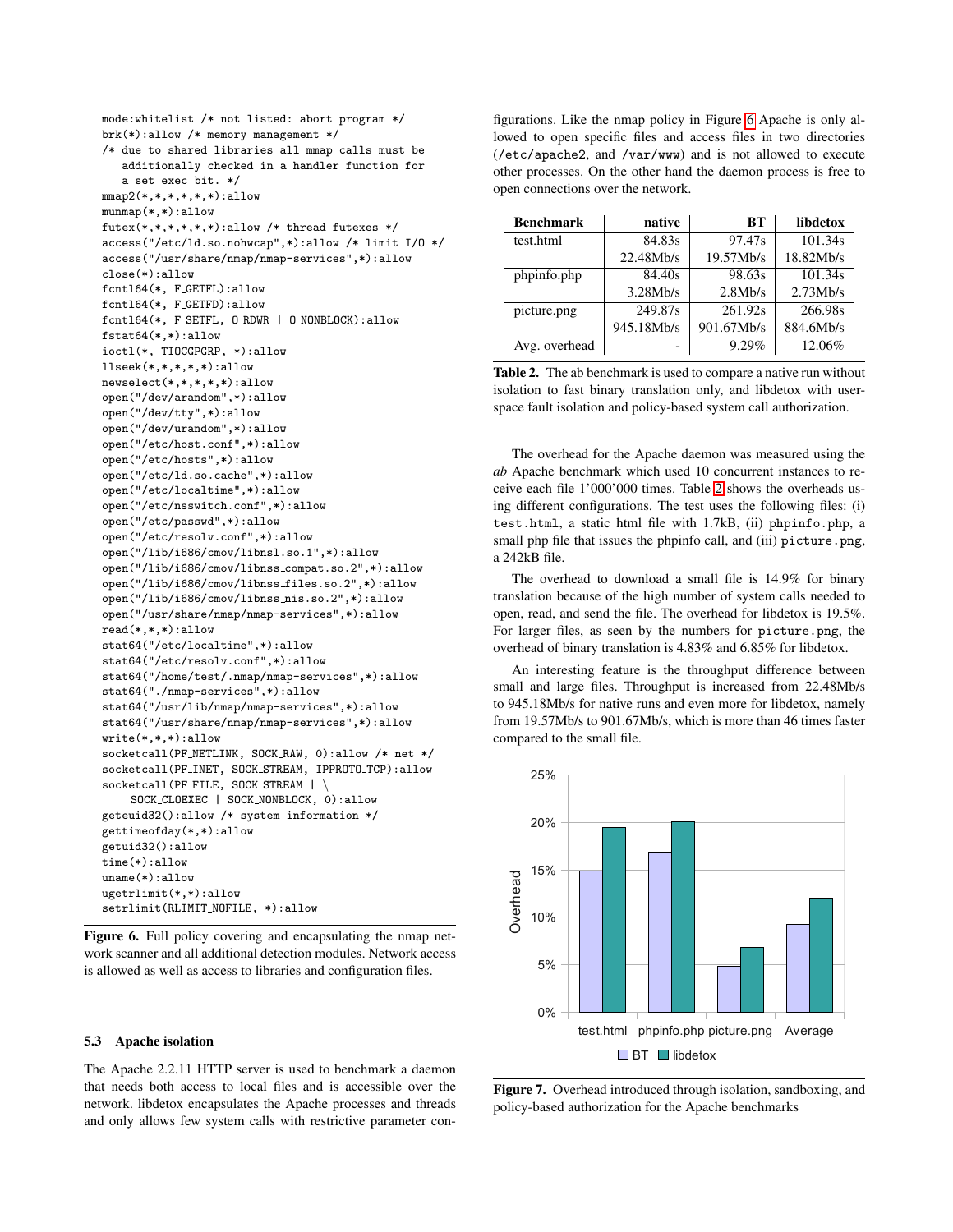```
mode:whitelist /* not listed: abort program */
brk(*):allow /* memory management */
/* due to shared libraries all mmap calls must be
   additionally checked in a handler function for
   a set exec bit. */
mmap2(*,*,*,*,*,*):allow
munmap(*,*):allow
futex(*,*,*,*,*,*):allow /* thread futexes */
access("/etc/ld.so.nohwcap",*):allow /* limit I/O */
access("/usr/share/nmap/nmap-services",*):allow
close(*):allow
fcntl64(*, F_GETFL):allow
fcntl64(*, F_GETFD):allow
fcntl64(*, F_SETFL, O_RDWR | O_NONBLOCK):allow
fstat64(*,*):allow
ioctl(*, TIOCGPGRP, *):allow
llseek(*,*,*,*,*):allow
newselect(*,*,*,*,*):allow
open("/dev/arandom",*):allow
open("/dev/tty",*):allow
open("/dev/urandom",*):allow
open("/etc/host.conf",*):allow
open("/etc/hosts",*):allow
open("/etc/ld.so.cache",*):allow
open("/etc/localtime",*):allow
open("/etc/nsswitch.conf",*):allow
open("/etc/passwd",*):allow
open("/etc/resolv.conf",*):allow
open("/lib/i686/cmov/libnsl.so.1",*):allow
open("/lib/i686/cmov/libnss_compat.so.2",*):allow
open("/lib/i686/cmov/libnss_files.so.2",*):allow
open("/lib/i686/cmov/libnss_nis.so.2",*):allow
open("/usr/share/nmap/nmap-services",*):allow
read(*,*,*):allow
stat64("/etc/localtime",*):allow
stat64("/etc/resolv.conf",*):allow
stat64("/home/test/.nmap/nmap-services",*):allow
stat64("./nmap-services",*):allow
stat64("/usr/lib/nmap/nmap-services",*):allow
stat64("/usr/share/nmap/nmap-services",*):allow
write(*,*,*):allow
socketcall(PF_NETLINK, SOCK_RAW, 0):allow /* net */
socketcall(PF_INET, SOCK_STREAM, IPPROTO_TCP):allow
socketcall(PF_FILE, SOCK_STREAM | \
    SOCK_CLOEXEC | SOCK_NONBLOCK, 0):allow
geteuid32():allow /* system information */
gettimeofday(*,*):allow
getuid32():allow
time(*):allow
uname(*):allow
ugetrlimit(*,*):allow
setrlimit(RLIMIT_NOFILE, *):allow
```

**Figure 6.** Full policy covering and encapsulating the nmap network scanner and all additional detection modules. Network access is allowed as well as access to libraries and configuration files.

### 5.3 Apache isolation

The Apache 2.2.11 HTTP server is used to benchmark a daemon that needs both access to local files and is accessible over the network. libdetox encapsulates the Apache processes and threads and only allows few system calls with restrictive parameter configurations. Like the nmap policy in Figure 6 Apache is only allowed to open specific files and access files in two directories (`/etc/apache2`, and `/var/www`) and is not allowed to execute other processes. On the other hand the daemon process is free to open connections over the network.

| Benchmark | native | BT | libdetox |
|---|---|---|---|
| test.html | 84.83s | 97.47s | 101.34s |
| | 22.48Mb/s | 19.57Mb/s | 18.82Mb/s |
| phpinfo.php | 84.40s | 98.63s | 101.34s |
| | 3.28Mb/s | 2.8Mb/s | 2.73Mb/s |
| picture.png | 249.87s | 261.92s | 266.98s |
| | 945.18Mb/s | 901.67Mb/s | 884.6Mb/s |
| Avg. overhead | - | 9.29% | 12.06% |

**Table 2.** The ab benchmark is used to compare a native run without isolation to fast binary translation only, and libdetox with user-space fault isolation and policy-based system call authorization.

The overhead for the Apache daemon was measured using the *ab* Apache benchmark which used 10 concurrent instances to receive each file 1'000'000 times. Table 2 shows the overheads using different configurations. The test uses the following files: (i) `test.html`, a static html file with 1.7kB, (ii) `phpinfo.php`, a small php file that issues the phpinfo call, and (iii) `picture.png`, a 242kB file.

The overhead to download a small file is 14.9% for binary translation because of the high number of system calls needed to open, read, and send the file. The overhead for libdetox is 19.5%. For larger files, as seen by the numbers for `picture.png`, the overhead of binary translation is 4.83% and 6.85% for libdetox.

An interesting feature is the throughput difference between small and large files. Throughput is increased from 22.48Mb/s to 945.18Mb/s for native runs and even more for libdetox, namely from 19.57Mb/s to 901.67Mb/s, which is more than 46 times faster compared to the small file.

**Figure 7.** Overhead introduced through isolation, sandboxing, and policy-based authorization for the Apache benchmarks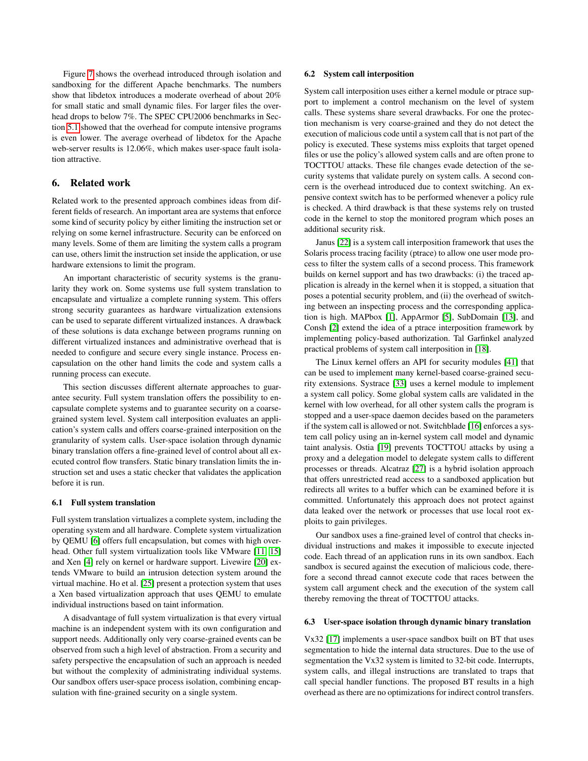Figure 7 shows the overhead introduced through isolation and sandboxing for the different Apache benchmarks. The numbers show that libdetox introduces a moderate overhead of about 20% for small static and small dynamic files. For larger files the overhead drops to below 7%. The SPEC CPU2006 benchmarks in Section 5.1 showed that the overhead for compute intensive programs is even lower. The average overhead of libdetox for the Apache web-server results is 12.06%, which makes user-space fault isolation attractive.

## 6. Related work

Related work to the presented approach combines ideas from different fields of research. An important area are systems that enforce some kind of security policy by either limiting the instruction set or relying on some kernel infrastructure. Security can be enforced on many levels. Some of them are limiting the system calls a program can use, others limit the instruction set inside the application, or use hardware extensions to limit the program.

An important characteristic of security systems is the granularity they work on. Some systems use full system translation to encapsulate and virtualize a complete running system. This offers strong security guarantees as hardware virtualization extensions can be used to separate different virtualized instances. A drawback of these solutions is data exchange between programs running on different virtualized instances and administrative overhead that is needed to configure and secure every single instance. Process encapsulation on the other hand limits the code and system calls a running process can execute.

This section discusses different alternate approaches to guarantee security. Full system translation offers the possibility to encapsulate complete systems and to guarantee security on a coarse-grained system level. System call interposition evaluates an application's system calls and offers coarse-grained interposition on the granularity of system calls. User-space isolation through dynamic binary translation offers a fine-grained level of control about all executed control flow transfers. Static binary translation limits the instruction set and uses a static checker that validates the application before it is run.

### 6.1 Full system translation

Full system translation virtualizes a complete system, including the operating system and all hardware. Complete system virtualization by QEMU [6] offers full encapsulation, but comes with high overhead. Other full system virtualization tools like VMware [11, 15] and Xen [4] rely on kernel or hardware support. Livewire [20] extends VMware to build an intrusion detection system around the virtual machine. Ho et al. [25] present a protection system that uses a Xen based virtualization approach that uses QEMU to emulate individual instructions based on taint information.

A disadvantage of full system virtualization is that every virtual machine is an independent system with its own configuration and support needs. Additionally only very coarse-grained events can be observed from such a high level of abstraction. From a security and safety perspective the encapsulation of such an approach is needed but without the complexity of administrating individual systems. Our sandbox offers user-space process isolation, combining encapsulation with fine-grained security on a single system.

### 6.2 System call interposition

System call interposition uses either a kernel module or ptrace support to implement a control mechanism on the level of system calls. These systems share several drawbacks. For one the protection mechanism is very coarse-grained and they do not detect the execution of malicious code until a system call that is not part of the policy is executed. These systems miss exploits that target opened files or use the policy's allowed system calls and are often prone to TOCTTOU attacks. These file changes evade detection of the security systems that validate purely on system calls. A second concern is the overhead introduced due to context switching. An expensive context switch has to be performed whenever a policy rule is checked. A third drawback is that these systems rely on trusted code in the kernel to stop the monitored program which poses an additional security risk.

Janus [22] is a system call interposition framework that uses the Solaris process tracing facility (ptrace) to allow one user mode process to filter the system calls of a second process. This framework builds on kernel support and has two drawbacks: (i) the traced application is already in the kernel when it is stopped, a situation that poses a potential security problem, and (ii) the overhead of switching between an inspecting process and the corresponding application is high. MAPbox [1], AppArmor [5], SubDomain [13], and Consh [2] extend the idea of a ptrace interposition framework by implementing policy-based authorization. Tal Garfinkel analyzed practical problems of system call interposition in [18].

The Linux kernel offers an API for security modules [41] that can be used to implement many kernel-based coarse-grained security extensions. Systrace [33] uses a kernel module to implement a system call policy. Some global system calls are validated in the kernel with low overhead, for all other system calls the program is stopped and a user-space daemon decides based on the parameters if the system call is allowed or not. Switchblade [16] enforces a system call policy using an in-kernel system call model and dynamic taint analysis. Ostia [19] prevents TOCTTOU attacks by using a proxy and a delegation model to delegate system calls to different processes or threads. Alcatraz [27] is a hybrid isolation approach that offers unrestricted read access to a sandboxed application but redirects all writes to a buffer which can be examined before it is committed. Unfortunately this approach does not protect against data leaked over the network or processes that use local root exploits to gain privileges.

Our sandbox uses a fine-grained level of control that checks individual instructions and makes it impossible to execute injected code. Each thread of an application runs in its own sandbox. Each sandbox is secured against the execution of malicious code, therefore a second thread cannot execute code that races between the system call argument check and the execution of the system call thereby removing the threat of TOCTTOU attacks.

### 6.3 User-space isolation through dynamic binary translation

Vx32 [17] implements a user-space sandbox built on BT that uses segmentation to hide the internal data structures. Due to the use of segmentation the Vx32 system is limited to 32-bit code. Interrupts, system calls, and illegal instructions are translated to traps that call special handler functions. The proposed BT results in a high overhead as there are no optimizations for indirect control transfers.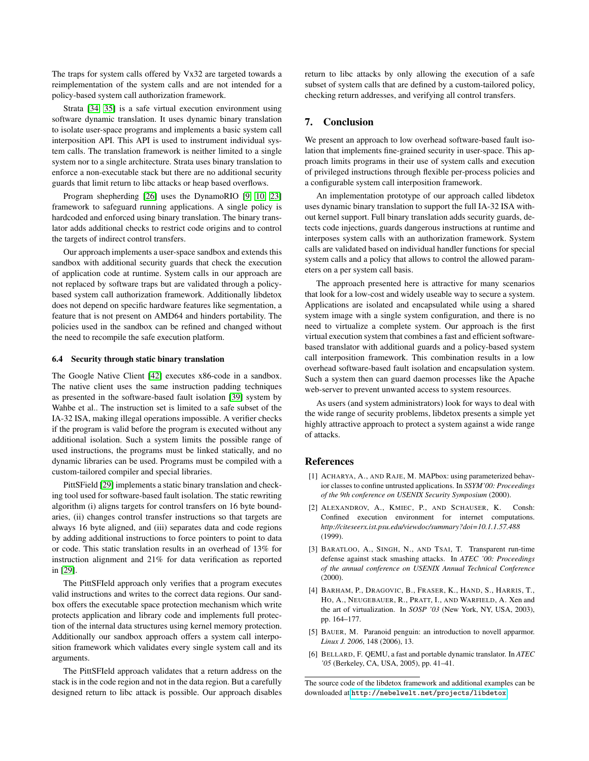The traps for system calls offered by Vx32 are targeted towards a reimplementation of the system calls and are not intended for a policy-based system call authorization framework.

Strata [34, 35] is a safe virtual execution environment using software dynamic translation. It uses dynamic binary translation to isolate user-space programs and implements a basic system call interposition API. This API is used to instrument individual system calls. The translation framework is neither limited to a single system nor to a single architecture. Strata uses binary translation to enforce a non-executable stack but there are no additional security guards that limit return to libc attacks or heap based overflows.

Program shepherding [26] uses the DynamoRIO [9, 10, 23] framework to safeguard running applications. A single policy is hardcoded and enforced using binary translation. The binary translator adds additional checks to restrict code origins and to control the targets of indirect control transfers.

Our approach implements a user-space sandbox and extends this sandbox with additional security guards that check the execution of application code at runtime. System calls in our approach are not replaced by software traps but are validated through a policy-based system call authorization framework. Additionally libdetox does not depend on specific hardware features like segmentation, a feature that is not present on AMD64 and hinders portability. The policies used in the sandbox can be refined and changed without the need to recompile the safe execution platform.

### 6.4 Security through static binary translation

The Google Native Client [42] executes x86-code in a sandbox. The native client uses the same instruction padding techniques as presented in the software-based fault isolation [39] system by Wahbe et al.. The instruction set is limited to a safe subset of the IA-32 ISA, making illegal operations impossible. A verifier checks if the program is valid before the program is executed without any additional isolation. Such a system limits the possible range of used instructions, the programs must be linked statically, and no dynamic libraries can be used. Programs must be compiled with a custom-tailored compiler and special libraries.

PittSField [29] implements a static binary translation and checking tool used for software-based fault isolation. The static rewriting algorithm (i) aligns targets for control transfers on 16 byte boundaries, (ii) changes control transfer instructions so that targets are always 16 byte aligned, and (iii) separates data and code regions by adding additional instructions to force pointers to point to data or code. This static translation results in an overhead of 13% for instruction alignment and 21% for data verification as reported in [29].

The PittSFIeld approach only verifies that a program executes valid instructions and writes to the correct data regions. Our sandbox offers the executable space protection mechanism which write protects application and library code and implements full protection of the internal data structures using kernel memory protection. Additionally our sandbox approach offers a system call interposition framework which validates every single system call and its arguments.

The PittSFIeld approach validates that a return address on the stack is in the code region and not in the data region. But a carefully designed return to libc attack is possible. Our approach disables return to libc attacks by only allowing the execution of a safe subset of system calls that are defined by a custom-tailored policy, checking return addresses, and verifying all control transfers.

## 7. Conclusion

We present an approach to low overhead software-based fault isolation that implements fine-grained security in user-space. This approach limits programs in their use of system calls and execution of privileged instructions through flexible per-process policies and a configurable system call interposition framework.

An implementation prototype of our approach called libdetox uses dynamic binary translation to support the full IA-32 ISA without kernel support. Full binary translation adds security guards, detects code injections, guards dangerous instructions at runtime and interposes system calls with an authorization framework. System calls are validated based on individual handler functions for special system calls and a policy that allows to control the allowed parameters on a per system call basis.

The approach presented here is attractive for many scenarios that look for a low-cost and widely useable way to secure a system. Applications are isolated and encapsulated while using a shared system image with a single system configuration, and there is no need to virtualize a complete system. Our approach is the first virtual execution system that combines a fast and efficient software-based translator with additional guards and a policy-based system call interposition framework. This combination results in a low overhead software-based fault isolation and encapsulation system. Such a system then can guard daemon processes like the Apache web-server to prevent unwanted access to system resources.

As users (and system administrators) look for ways to deal with the wide range of security problems, libdetox presents a simple yet highly attractive approach to protect a system against a wide range of attacks.

## References

[1] Acharya, A., and Raje, M. MAPbox: using parameterized behavior classes to confine untrusted applications. In *SSYM'00: Proceedings of the 9th conference on USENIX Security Symposium* (2000).

[2] Alexandrov, A., Kmiec, P., and Schauser, K. Consh: Confined execution environment for internet computations. *http://citeseerx.ist.psu.edu/viewdoc/summary?doi=10.1.1.57.488* (1999).

[3] Baratloo, A., Singh, N., and Tsai, T. Transparent run-time defense against stack smashing attacks. In *ATEC '00: Proceedings of the annual conference on USENIX Annual Technical Conference* (2000).

[4] Barham, P., Dragovic, B., Fraser, K., Hand, S., Harris, T., Ho, A., Neugebauer, R., Pratt, I., and Warfield, A. Xen and the art of virtualization. In *SOSP '03* (New York, NY, USA, 2003), pp. 164–177.

[5] Bauer, M. Paranoid penguin: an introduction to novell apparmor. *Linux J. 2006*, 148 (2006), 13.

[6] Bellard, F. QEMU, a fast and portable dynamic translator. In *ATEC '05* (Berkeley, CA, USA, 2005), pp. 41–41.

The source code of the libdetox framework and additional examples can be downloaded at http://nebelwelt.net/projects/libdetox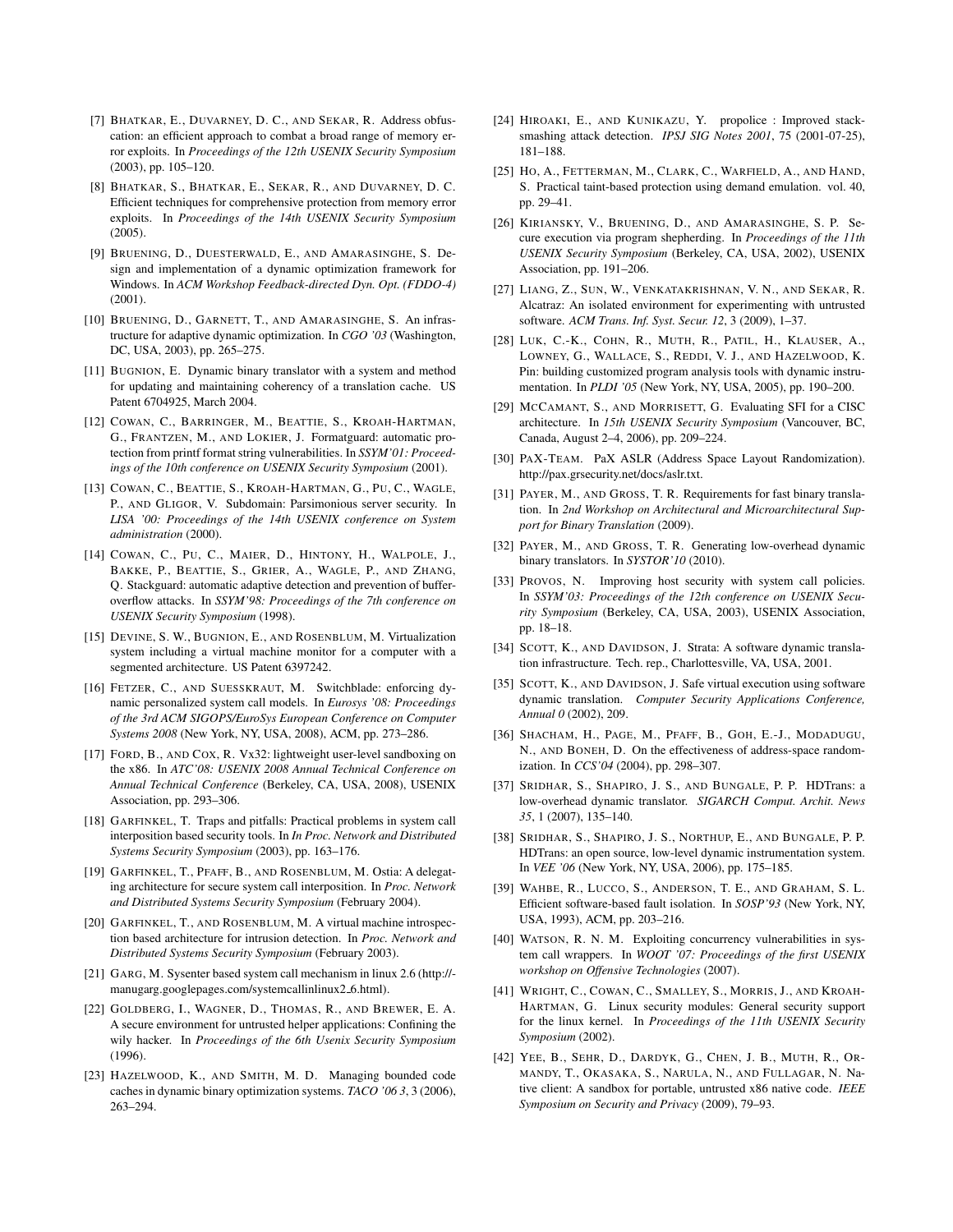[7] Bhatkar, E., DuVarney, D. C., and Sekar, R. Address obfuscation: an efficient approach to combat a broad range of memory error exploits. In *Proceedings of the 12th USENIX Security Symposium* (2003), pp. 105–120.

[8] Bhatkar, S., Bhatkar, E., Sekar, R., and DuVarney, D. C. Efficient techniques for comprehensive protection from memory error exploits. In *Proceedings of the 14th USENIX Security Symposium* (2005).

[9] Bruening, D., Duesterwald, E., and Amarasinghe, S. Design and implementation of a dynamic optimization framework for Windows. In *ACM Workshop Feedback-directed Dyn. Opt. (FDDO-4)* (2001).

[10] Bruening, D., Garnett, T., and Amarasinghe, S. An infrastructure for adaptive dynamic optimization. In *CGO '03* (Washington, DC, USA, 2003), pp. 265–275.

[11] Bugnion, E. Dynamic binary translator with a system and method for updating and maintaining coherency of a translation cache. US Patent 6704925, March 2004.

[12] Cowan, C., Barringer, M., Beattie, S., Kroah-Hartman, G., Frantzen, M., and Lokier, J. Formatguard: automatic protection from printf format string vulnerabilities. In *SSYM'01: Proceedings of the 10th conference on USENIX Security Symposium* (2001).

[13] Cowan, C., Beattie, S., Kroah-Hartman, G., Pu, C., Wagle, P., and Gligor, V. Subdomain: Parsimonious server security. In *LISA '00: Proceedings of the 14th USENIX conference on System administration* (2000).

[14] Cowan, C., Pu, C., Maier, D., Hintony, H., Walpole, J., Bakke, P., Beattie, S., Grier, A., Wagle, P., and Zhang, Q. Stackguard: automatic adaptive detection and prevention of buffer-overflow attacks. In *SSYM'98: Proceedings of the 7th conference on USENIX Security Symposium* (1998).

[15] Devine, S. W., Bugnion, E., and Rosenblum, M. Virtualization system including a virtual machine monitor for a computer with a segmented architecture. US Patent 6397242.

[16] Fetzer, C., and Suesskraut, M. Switchblade: enforcing dynamic personalized system call models. In *Eurosys '08: Proceedings of the 3rd ACM SIGOPS/EuroSys European Conference on Computer Systems 2008* (New York, NY, USA, 2008), ACM, pp. 273–286.

[17] Ford, B., and Cox, R. Vx32: lightweight user-level sandboxing on the x86. In *ATC'08: USENIX 2008 Annual Technical Conference on Annual Technical Conference* (Berkeley, CA, USA, 2008), USENIX Association, pp. 293–306.

[18] Garfinkel, T. Traps and pitfalls: Practical problems in system call interposition based security tools. In *In Proc. Network and Distributed Systems Security Symposium* (2003), pp. 163–176.

[19] Garfinkel, T., Pfaff, B., and Rosenblum, M. Ostia: A delegating architecture for secure system call interposition. In *Proc. Network and Distributed Systems Security Symposium* (February 2004).

[20] Garfinkel, T., and Rosenblum, M. A virtual machine introspection based architecture for intrusion detection. In *Proc. Network and Distributed Systems Security Symposium* (February 2003).

[21] Garg, M. Sysenter based system call mechanism in linux 2.6 (http://-manugarg.googlepages.com/systemcallinlinux2_6.html).

[22] Goldberg, I., Wagner, D., Thomas, R., and Brewer, E. A. A secure environment for untrusted helper applications: Confining the wily hacker. In *Proceedings of the 6th Usenix Security Symposium* (1996).

[23] Hazelwood, K., and Smith, M. D. Managing bounded code caches in dynamic binary optimization systems. *TACO '06 3*, 3 (2006), 263–294.

[24] Hiroaki, E., and Kunikazu, Y. propolice : Improved stack-smashing attack detection. *IPSJ SIG Notes 2001*, 75 (2001-07-25), 181–188.

[25] Ho, A., Fetterman, M., Clark, C., Warfield, A., and Hand, S. Practical taint-based protection using demand emulation. vol. 40, pp. 29–41.

[26] Kiriansky, V., Bruening, D., and Amarasinghe, S. P. Secure execution via program shepherding. In *Proceedings of the 11th USENIX Security Symposium* (Berkeley, CA, USA, 2002), USENIX Association, pp. 191–206.

[27] Liang, Z., Sun, W., Venkatakrishnan, V. N., and Sekar, R. Alcatraz: An isolated environment for experimenting with untrusted software. *ACM Trans. Inf. Syst. Secur. 12*, 3 (2009), 1–37.

[28] Luk, C.-K., Cohn, R., Muth, R., Patil, H., Klauser, A., Lowney, G., Wallace, S., Reddi, V. J., and Hazelwood, K. Pin: building customized program analysis tools with dynamic instrumentation. In *PLDI '05* (New York, NY, USA, 2005), pp. 190–200.

[29] McCamant, S., and Morrisett, G. Evaluating SFI for a CISC architecture. In *15th USENIX Security Symposium* (Vancouver, BC, Canada, August 2–4, 2006), pp. 209–224.

[30] PaX-Team. PaX ASLR (Address Space Layout Randomization). http://pax.grsecurity.net/docs/aslr.txt.

[31] Payer, M., and Gross, T. R. Requirements for fast binary translation. In *2nd Workshop on Architectural and Microarchitectural Support for Binary Translation* (2009).

[32] Payer, M., and Gross, T. R. Generating low-overhead dynamic binary translators. In *SYSTOR'10* (2010).

[33] Provos, N. Improving host security with system call policies. In *SSYM'03: Proceedings of the 12th conference on USENIX Security Symposium* (Berkeley, CA, USA, 2003), USENIX Association, pp. 18–18.

[34] Scott, K., and Davidson, J. Strata: A software dynamic translation infrastructure. Tech. rep., Charlottesville, VA, USA, 2001.

[35] Scott, K., and Davidson, J. Safe virtual execution using software dynamic translation. *Computer Security Applications Conference, Annual 0* (2002), 209.

[36] Shacham, H., Page, M., Pfaff, B., Goh, E.-J., Modadugu, N., and Boneh, D. On the effectiveness of address-space randomization. In *CCS'04* (2004), pp. 298–307.

[37] Sridhar, S., Shapiro, J. S., and Bungale, P. P. HDTrans: a low-overhead dynamic translator. *SIGARCH Comput. Archit. News 35*, 1 (2007), 135–140.

[38] Sridhar, S., Shapiro, J. S., Northup, E., and Bungale, P. P. HDTrans: an open source, low-level dynamic instrumentation system. In *VEE '06* (New York, NY, USA, 2006), pp. 175–185.

[39] Wahbe, R., Lucco, S., Anderson, T. E., and Graham, S. L. Efficient software-based fault isolation. In *SOSP'93* (New York, NY, USA, 1993), ACM, pp. 203–216.

[40] Watson, R. N. M. Exploiting concurrency vulnerabilities in system call wrappers. In *WOOT '07: Proceedings of the first USENIX workshop on Offensive Technologies* (2007).

[41] Wright, C., Cowan, C., Smalley, S., Morris, J., and Kroah-Hartman, G. Linux security modules: General security support for the linux kernel. In *Proceedings of the 11th USENIX Security Symposium* (2002).

[42] Yee, B., Sehr, D., Dardyk, G., Chen, J. B., Muth, R., Ormandy, T., Okasaka, S., Narula, N., and Fullagar, N. Native client: A sandbox for portable, untrusted x86 native code. *IEEE Symposium on Security and Privacy* (2009), 79–93.